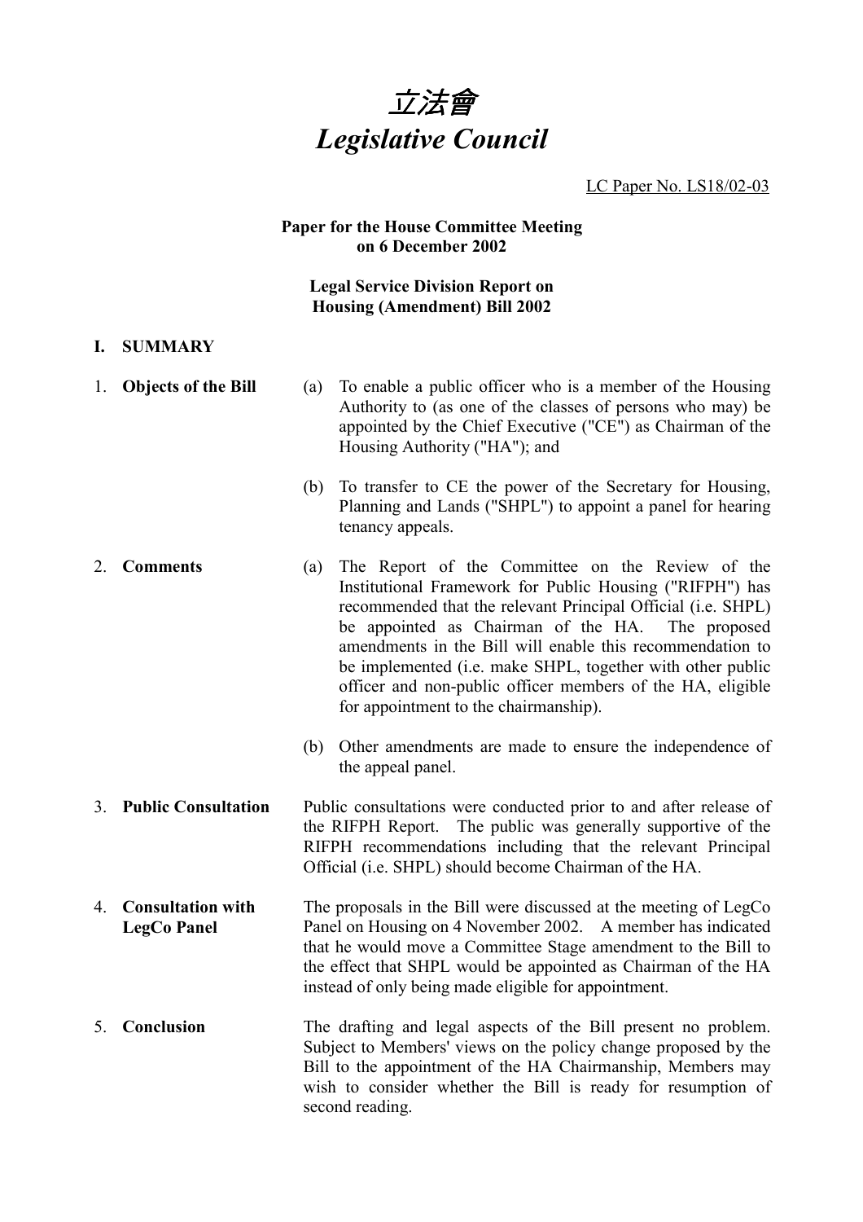# *立法會*
# *Legislative Council*

LC Paper No. LS18/02-03

**Paper for the House Committee Meeting on 6 December 2002**

**Legal Service Division Report on Housing (Amendment) Bill 2002**

## I. SUMMARY

1. **Objects of the Bill**

   (a) To enable a public officer who is a member of the Housing Authority to (as one of the classes of persons who may) be appointed by the Chief Executive ("CE") as Chairman of the Housing Authority ("HA"); and

   (b) To transfer to CE the power of the Secretary for Housing, Planning and Lands ("SHPL") to appoint a panel for hearing tenancy appeals.

2. **Comments**

   (a) The Report of the Committee on the Review of the Institutional Framework for Public Housing ("RIFPH") has recommended that the relevant Principal Official (i.e. SHPL) be appointed as Chairman of the HA. The proposed amendments in the Bill will enable this recommendation to be implemented (i.e. make SHPL, together with other public officer and non-public officer members of the HA, eligible for appointment to the chairmanship).

   (b) Other amendments are made to ensure the independence of the appeal panel.

3. **Public Consultation**

   Public consultations were conducted prior to and after release of the RIFPH Report. The public was generally supportive of the RIFPH recommendations including that the relevant Principal Official (i.e. SHPL) should become Chairman of the HA.

4. **Consultation with LegCo Panel**

   The proposals in the Bill were discussed at the meeting of LegCo Panel on Housing on 4 November 2002. A member has indicated that he would move a Committee Stage amendment to the Bill to the effect that SHPL would be appointed as Chairman of the HA instead of only being made eligible for appointment.

5. **Conclusion**

   The drafting and legal aspects of the Bill present no problem. Subject to Members' views on the policy change proposed by the Bill to the appointment of the HA Chairmanship, Members may wish to consider whether the Bill is ready for resumption of second reading.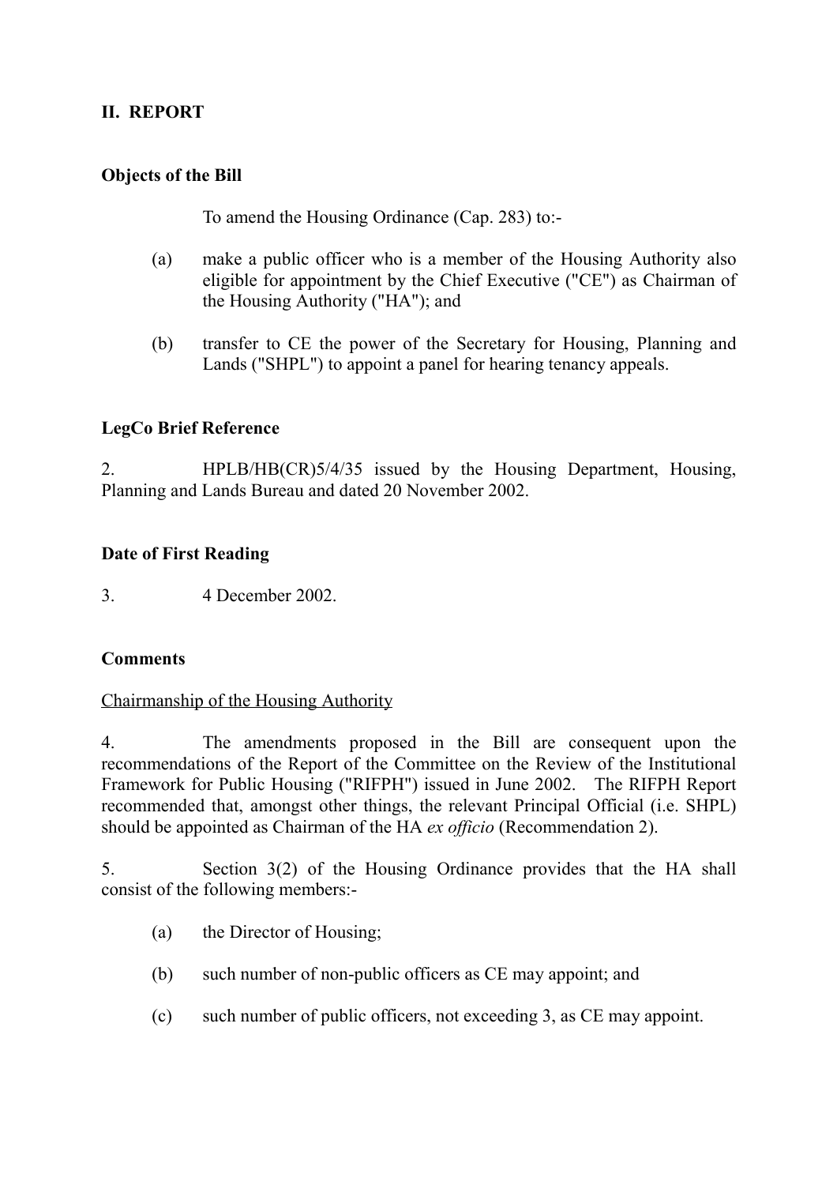## II. REPORT

### Objects of the Bill

To amend the Housing Ordinance (Cap. 283) to:-

(a) make a public officer who is a member of the Housing Authority also eligible for appointment by the Chief Executive ("CE") as Chairman of the Housing Authority ("HA"); and

(b) transfer to CE the power of the Secretary for Housing, Planning and Lands ("SHPL") to appoint a panel for hearing tenancy appeals.

### LegCo Brief Reference

2. HPLB/HB(CR)5/4/35 issued by the Housing Department, Housing, Planning and Lands Bureau and dated 20 November 2002.

### Date of First Reading

3. 4 December 2002.

### Comments

Chairmanship of the Housing Authority

4. The amendments proposed in the Bill are consequent upon the recommendations of the Report of the Committee on the Review of the Institutional Framework for Public Housing ("RIFPH") issued in June 2002. The RIFPH Report recommended that, amongst other things, the relevant Principal Official (i.e. SHPL) should be appointed as Chairman of the HA *ex officio* (Recommendation 2).

5. Section 3(2) of the Housing Ordinance provides that the HA shall consist of the following members:-

(a) the Director of Housing;

(b) such number of non-public officers as CE may appoint; and

(c) such number of public officers, not exceeding 3, as CE may appoint.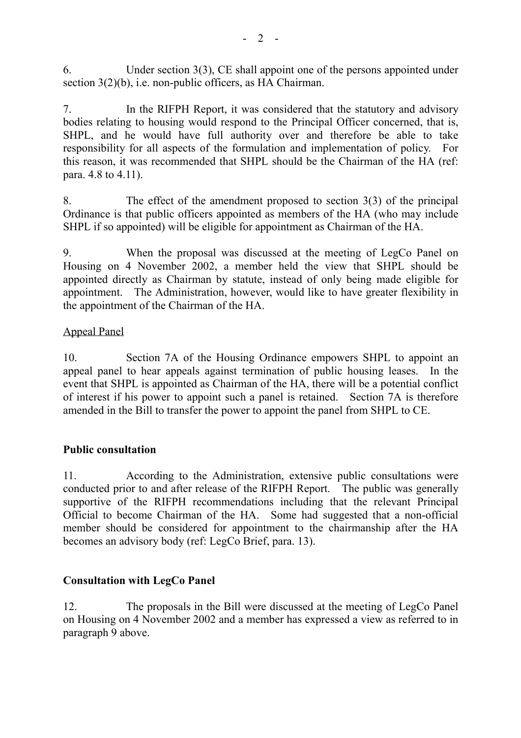6. Under section 3(3), CE shall appoint one of the persons appointed under section 3(2)(b), i.e. non-public officers, as HA Chairman.

7. In the RIFPH Report, it was considered that the statutory and advisory bodies relating to housing would respond to the Principal Officer concerned, that is, SHPL, and he would have full authority over and therefore be able to take responsibility for all aspects of the formulation and implementation of policy. For this reason, it was recommended that SHPL should be the Chairman of the HA (ref: para. 4.8 to 4.11).

8. The effect of the amendment proposed to section 3(3) of the principal Ordinance is that public officers appointed as members of the HA (who may include SHPL if so appointed) will be eligible for appointment as Chairman of the HA.

9. When the proposal was discussed at the meeting of LegCo Panel on Housing on 4 November 2002, a member held the view that SHPL should be appointed directly as Chairman by statute, instead of only being made eligible for appointment. The Administration, however, would like to have greater flexibility in the appointment of the Chairman of the HA.

<u>Appeal Panel</u>

10. Section 7A of the Housing Ordinance empowers SHPL to appoint an appeal panel to hear appeals against termination of public housing leases. In the event that SHPL is appointed as Chairman of the HA, there will be a potential conflict of interest if his power to appoint such a panel is retained. Section 7A is therefore amended in the Bill to transfer the power to appoint the panel from SHPL to CE.

**Public consultation**

11. According to the Administration, extensive public consultations were conducted prior to and after release of the RIFPH Report. The public was generally supportive of the RIFPH recommendations including that the relevant Principal Official to become Chairman of the HA. Some had suggested that a non-official member should be considered for appointment to the chairmanship after the HA becomes an advisory body (ref: LegCo Brief, para. 13).

**Consultation with LegCo Panel**

12. The proposals in the Bill were discussed at the meeting of LegCo Panel on Housing on 4 November 2002 and a member has expressed a view as referred to in paragraph 9 above.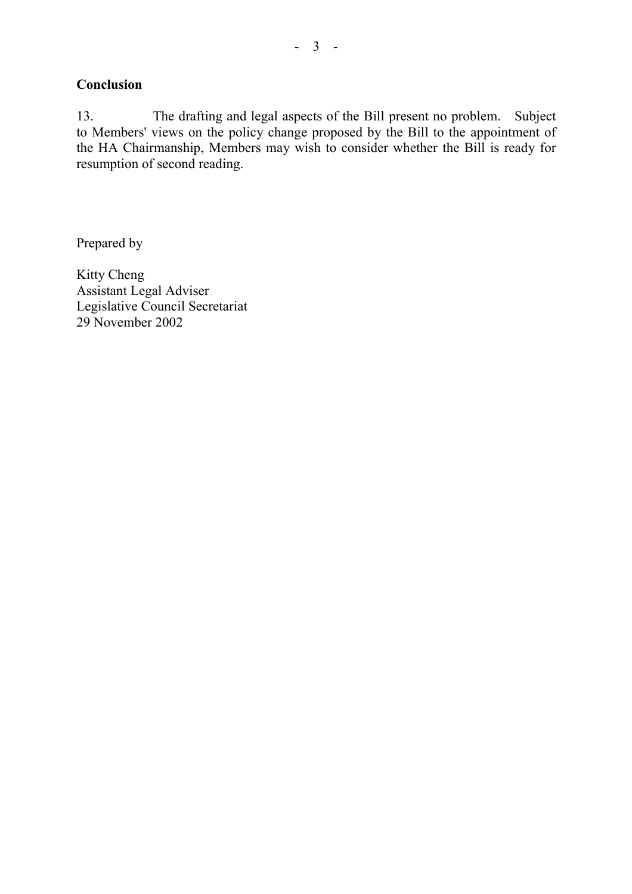## Conclusion

13. The drafting and legal aspects of the Bill present no problem. Subject to Members' views on the policy change proposed by the Bill to the appointment of the HA Chairmanship, Members may wish to consider whether the Bill is ready for resumption of second reading.

Prepared by

Kitty Cheng
Assistant Legal Adviser
Legislative Council Secretariat
29 November 2002